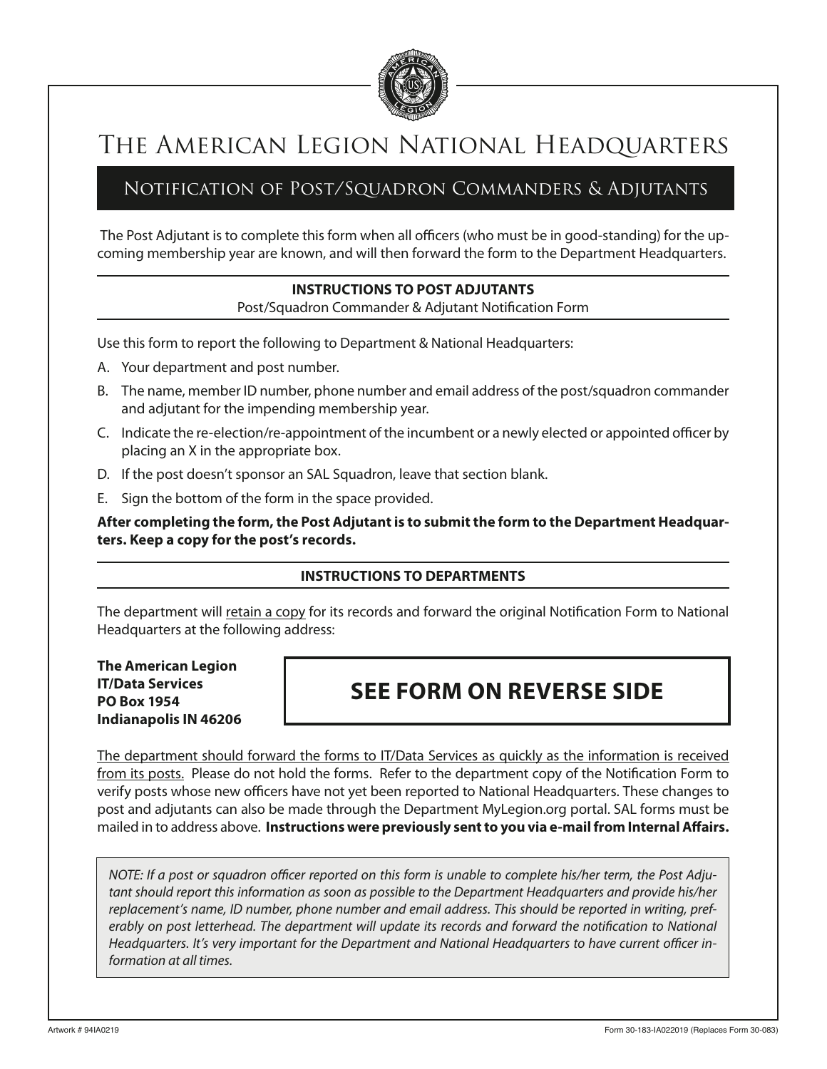# The American Legion National Headquarters

## Notification of Post/Squadron Commanders & Adjutants

The Post Adjutant is to complete this form when all officers (who must be in good-standing) for the upcoming membership year are known, and will then forward the form to the Department Headquarters.

**INSTRUCTIONS TO POST ADJUTANTS**

Post/Squadron Commander & Adjutant Notification Form

Use this form to report the following to Department & National Headquarters:

A. Your department and post number.

B. The name, member ID number, phone number and email address of the post/squadron commander and adjutant for the impending membership year.

C. Indicate the re-election/re-appointment of the incumbent or a newly elected or appointed officer by placing an X in the appropriate box.

D. If the post doesn't sponsor an SAL Squadron, leave that section blank.

E. Sign the bottom of the form in the space provided.

**After completing the form, the Post Adjutant is to submit the form to the Department Headquarters. Keep a copy for the post's records.**

**INSTRUCTIONS TO DEPARTMENTS**

The department will retain a copy for its records and forward the original Notification Form to National Headquarters at the following address:

**The American Legion**
**IT/Data Services**
**PO Box 1954**
**Indianapolis IN 46206**

**SEE FORM ON REVERSE SIDE**

The department should forward the forms to IT/Data Services as quickly as the information is received from its posts. Please do not hold the forms. Refer to the department copy of the Notification Form to verify posts whose new officers have not yet been reported to National Headquarters. These changes to post and adjutants can also be made through the Department MyLegion.org portal. SAL forms must be mailed in to address above. **Instructions were previously sent to you via e-mail from Internal Affairs.**

*NOTE: If a post or squadron officer reported on this form is unable to complete his/her term, the Post Adjutant should report this information as soon as possible to the Department Headquarters and provide his/her replacement's name, ID number, phone number and email address. This should be reported in writing, preferably on post letterhead. The department will update its records and forward the notification to National Headquarters. It's very important for the Department and National Headquarters to have current officer information at all times.*

Artwork # 94IA0219 Form 30-183-IA022019 (Replaces Form 30-083)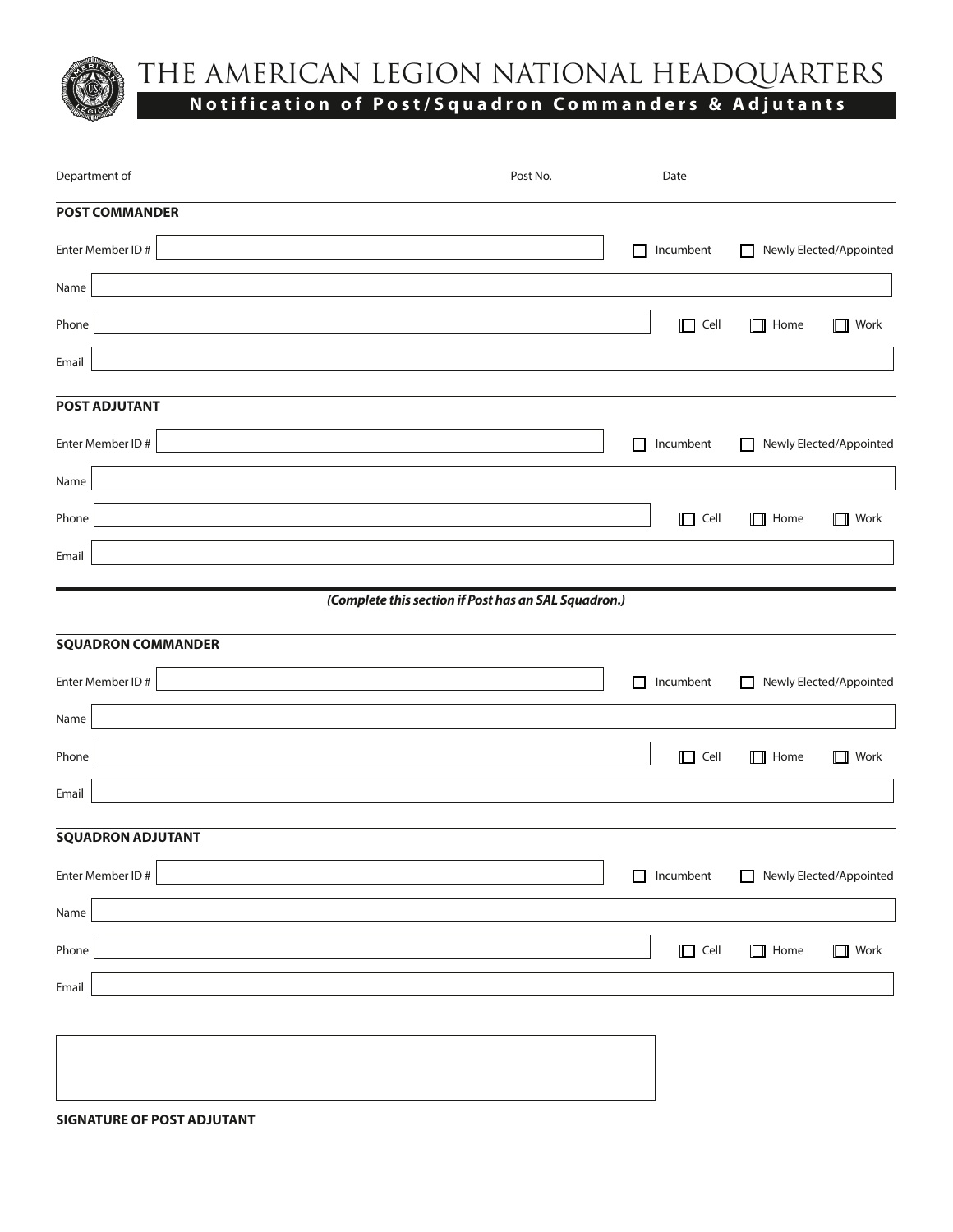# THE AMERICAN LEGION NATIONAL HEADQUARTERS

**Notification of Post/Squadron Commanders & Adjutants**

Department of Post No. Date

## POST COMMANDER

Enter Member ID # ☐ Incumbent ☐ Newly Elected/Appointed

Name

Phone ☐ Cell ☐ Home ☐ Work

Email

## POST ADJUTANT

Enter Member ID # ☐ Incumbent ☐ Newly Elected/Appointed

Name

Phone ☐ Cell ☐ Home ☐ Work

Email

***(Complete this section if Post has an SAL Squadron.)***

## SQUADRON COMMANDER

Enter Member ID # ☐ Incumbent ☐ Newly Elected/Appointed

Name

Phone ☐ Cell ☐ Home ☐ Work

Email

## SQUADRON ADJUTANT

Enter Member ID # ☐ Incumbent ☐ Newly Elected/Appointed

Name

Phone ☐ Cell ☐ Home ☐ Work

Email

**SIGNATURE OF POST ADJUTANT**